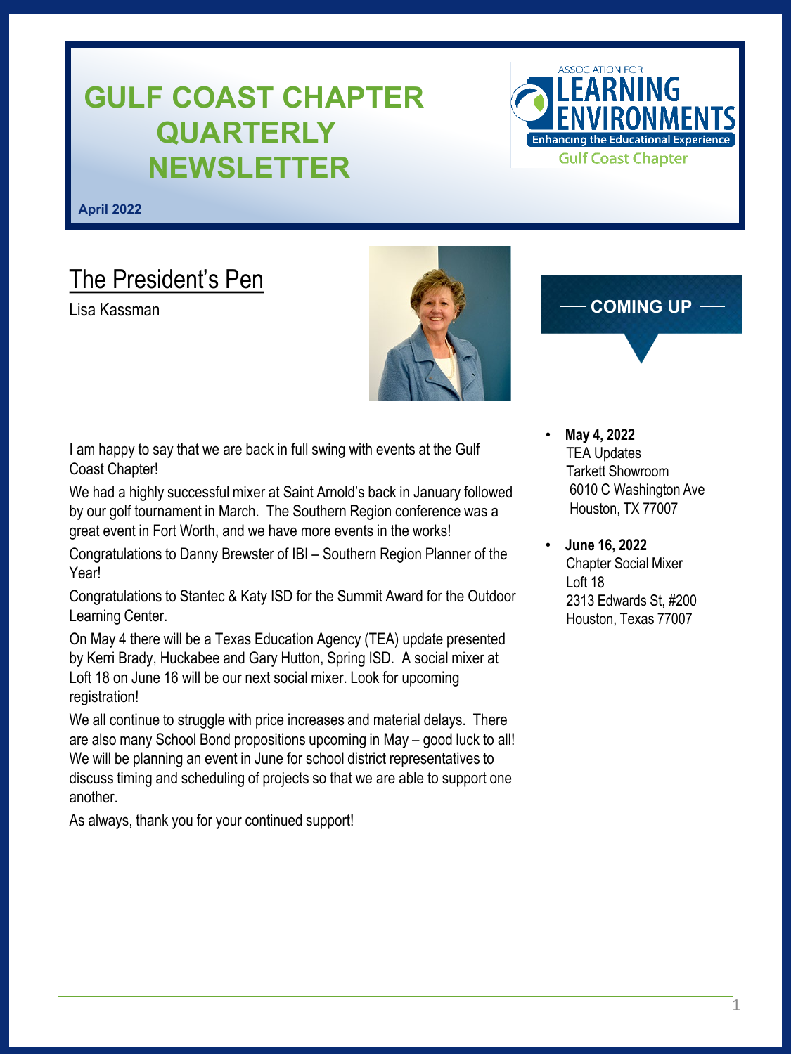# GULF COAST CHAPTER QUARTERLY NEWSLETTER

ASSOCIATION FOR LEARNING ENVIRONMENTS
Enhancing the Educational Experience
Gulf Coast Chapter

**April 2022**

## The President's Pen

Lisa Kassman

I am happy to say that we are back in full swing with events at the Gulf Coast Chapter!

We had a highly successful mixer at Saint Arnold's back in January followed by our golf tournament in March. The Southern Region conference was a great event in Fort Worth, and we have more events in the works!

Congratulations to Danny Brewster of IBI – Southern Region Planner of the Year!

Congratulations to Stantec & Katy ISD for the Summit Award for the Outdoor Learning Center.

On May 4 there will be a Texas Education Agency (TEA) update presented by Kerri Brady, Huckabee and Gary Hutton, Spring ISD. A social mixer at Loft 18 on June 16 will be our next social mixer. Look for upcoming registration!

We all continue to struggle with price increases and material delays. There are also many School Bond propositions upcoming in May – good luck to all! We will be planning an event in June for school district representatives to discuss timing and scheduling of projects so that we are able to support one another.

As always, thank you for your continued support!

## COMING UP

- **May 4, 2022**
  TEA Updates
  Tarkett Showroom
  6010 C Washington Ave
  Houston, TX 77007

- **June 16, 2022**
  Chapter Social Mixer
  Loft 18
  2313 Edwards St, #200
  Houston, Texas 77007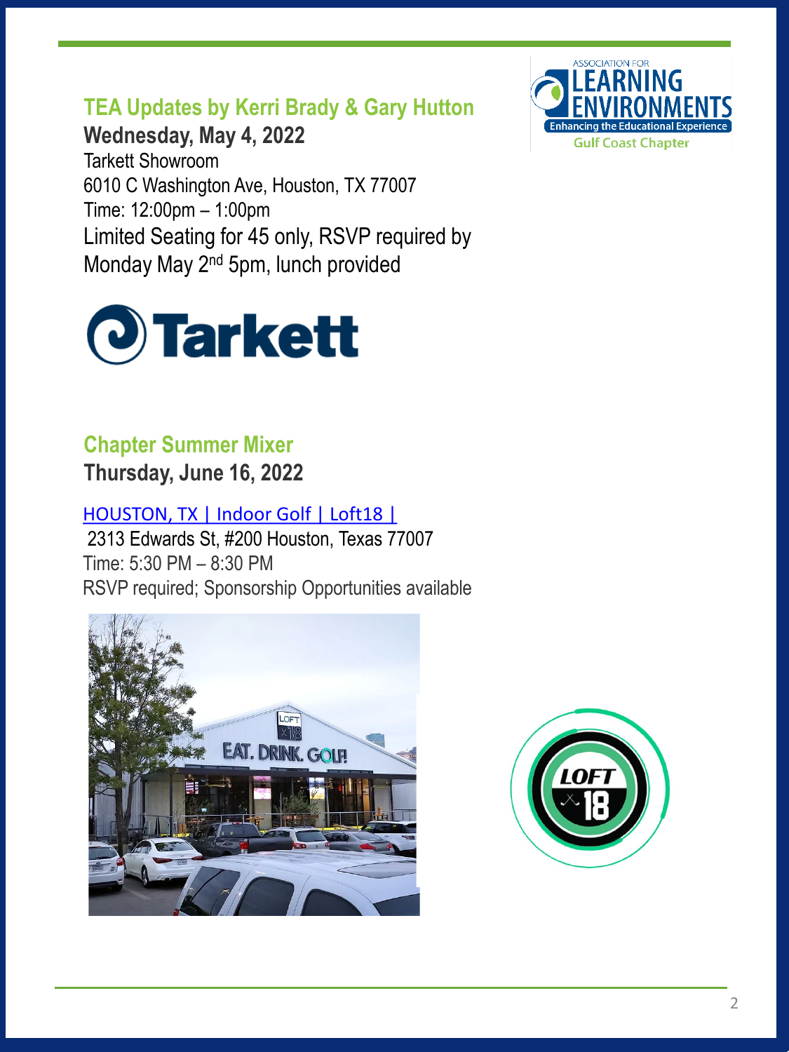## TEA Updates by Kerri Brady & Gary Hutton

**Wednesday, May 4, 2022**

Tarkett Showroom
6010 C Washington Ave, Houston, TX 77007
Time: 12:00pm – 1:00pm
Limited Seating for 45 only, RSVP required by Monday May 2nd 5pm, lunch provided

## Chapter Summer Mixer

**Thursday, June 16, 2022**

HOUSTON, TX | Indoor Golf | Loft18 |
2313 Edwards St, #200 Houston, Texas 77007
Time: 5:30 PM – 8:30 PM
RSVP required; Sponsorship Opportunities available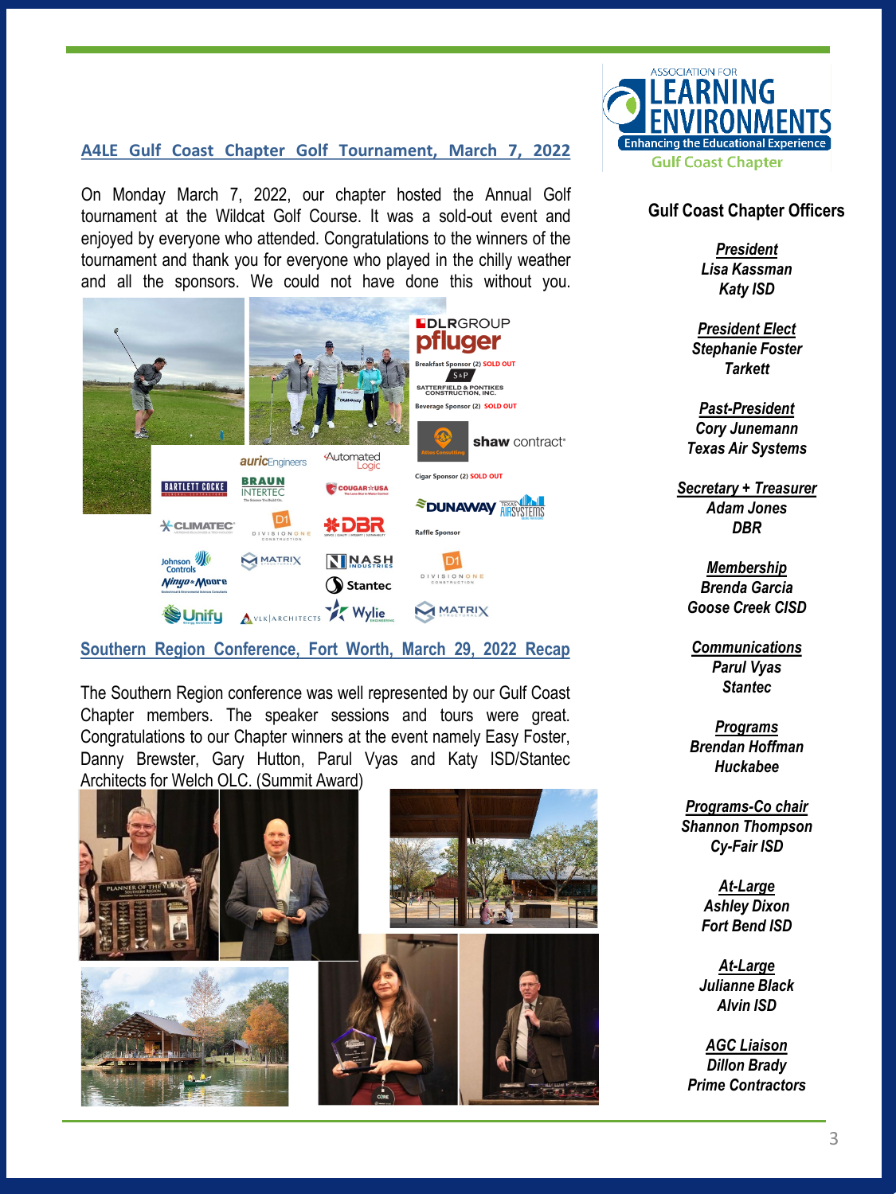## A4LE Gulf Coast Chapter Golf Tournament, March 7, 2022

On Monday March 7, 2022, our chapter hosted the Annual Golf tournament at the Wildcat Golf Course. It was a sold-out event and enjoyed by everyone who attended. Congratulations to the winners of the tournament and thank you for everyone who played in the chilly weather and all the sponsors. We could not have done this without you.

## Southern Region Conference, Fort Worth, March 29, 2022 Recap

The Southern Region conference was well represented by our Gulf Coast Chapter members. The speaker sessions and tours were great. Congratulations to our Chapter winners at the event namely Easy Foster, Danny Brewster, Gary Hutton, Parul Vyas and Katy ISD/Stantec Architects for Welch OLC. (Summit Award)

### Gulf Coast Chapter Officers

***President***
*Lisa Kassman*
*Katy ISD*

***President Elect***
*Stephanie Foster*
*Tarkett*

***Past-President***
*Cory Junemann*
*Texas Air Systems*

***Secretary + Treasurer***
*Adam Jones*
*DBR*

***Membership***
*Brenda Garcia*
*Goose Creek CISD*

***Communications***
*Parul Vyas*
*Stantec*

***Programs***
*Brendan Hoffman*
*Huckabee*

***Programs-Co chair***
*Shannon Thompson*
*Cy-Fair ISD*

***At-Large***
*Ashley Dixon*
*Fort Bend ISD*

***At-Large***
*Julianne Black*
*Alvin ISD*

***AGC Liaison***
*Dillon Brady*
*Prime Contractors*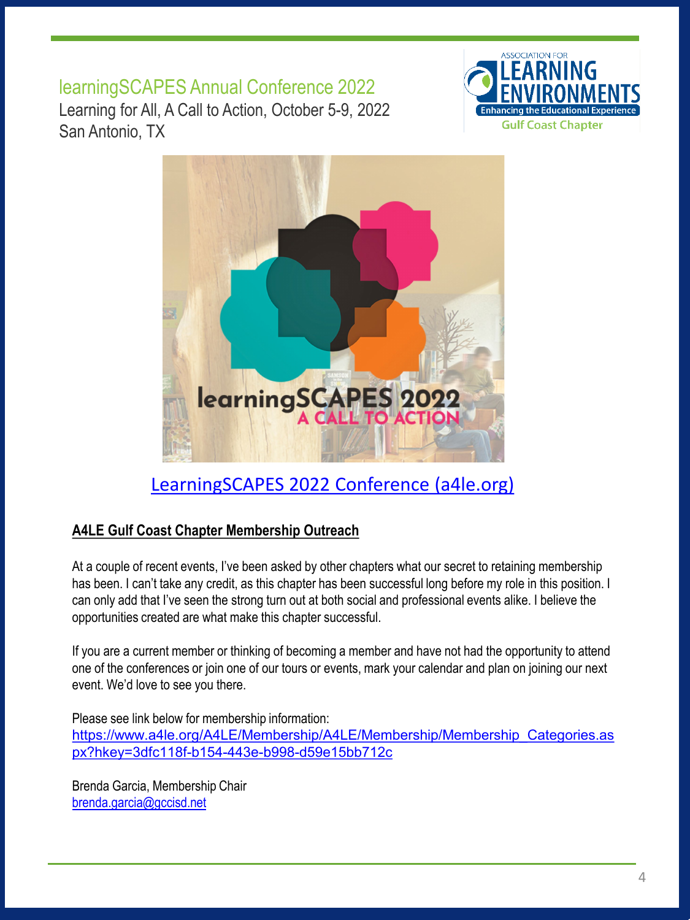learningSCAPES Annual Conference 2022

Learning for All, A Call to Action, October 5-9, 2022

San Antonio, TX

[LearningSCAPES 2022 Conference (a4le.org)](https://www.a4le.org)

**A4LE Gulf Coast Chapter Membership Outreach**

At a couple of recent events, I've been asked by other chapters what our secret to retaining membership has been. I can't take any credit, as this chapter has been successful long before my role in this position. I can only add that I've seen the strong turn out at both social and professional events alike. I believe the opportunities created are what make this chapter successful.

If you are a current member or thinking of becoming a member and have not had the opportunity to attend one of the conferences or join one of our tours or events, mark your calendar and plan on joining our next event. We'd love to see you there.

Please see link below for membership information:
https://www.a4le.org/A4LE/Membership/A4LE/Membership/Membership_Categories.aspx?hkey=3dfc118f-b154-443e-b998-d59e15bb712c

Brenda Garcia, Membership Chair
brenda.garcia@gccisd.net